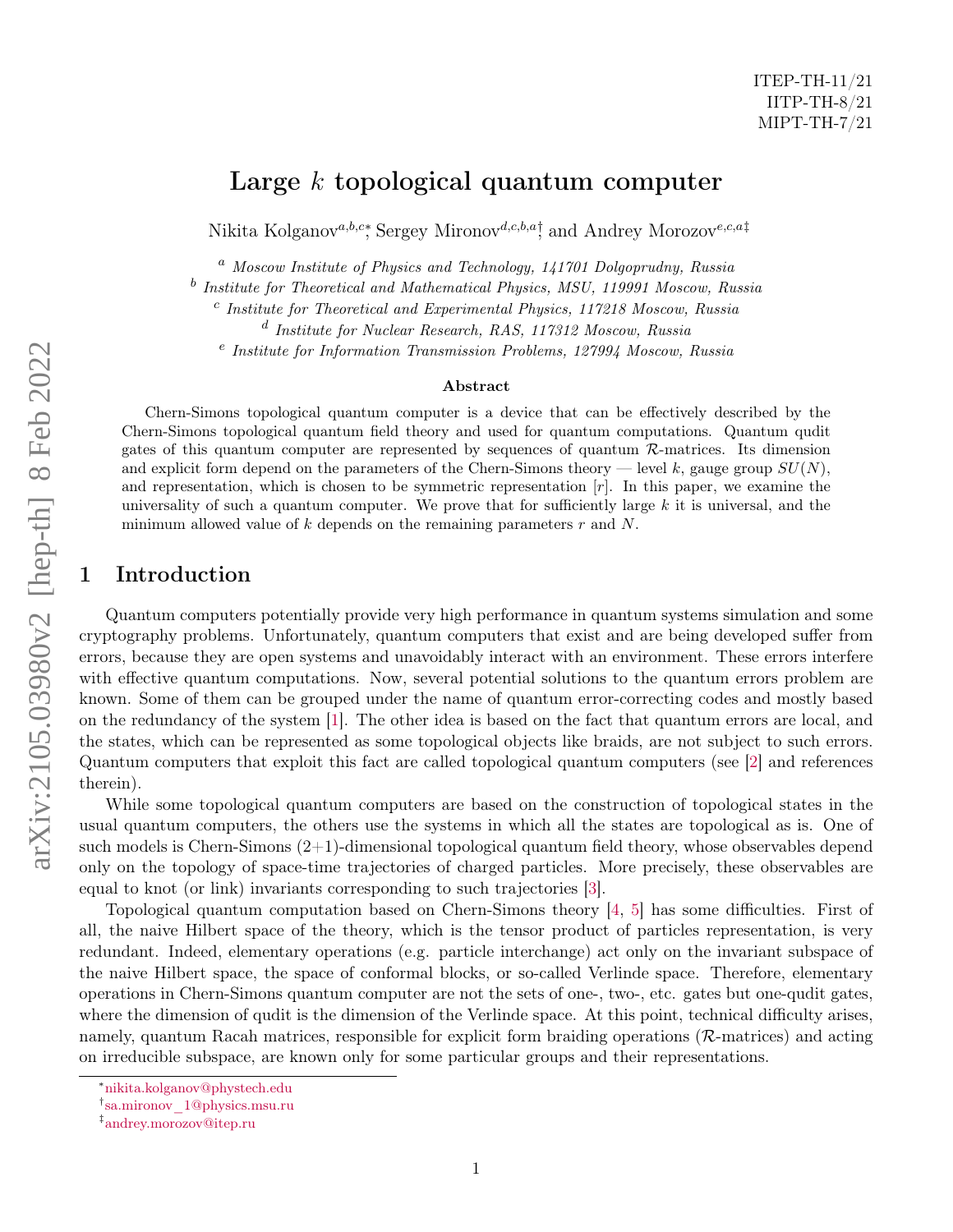ITEP-TH-11/21
IITP-TH-8/21
MIPT-TH-7/21

# Large $k$ topological quantum computer

Nikita Kolganov[a,b,c]*, Sergey Mironov[d,c,b,a]†, and Andrey Morozov[e,c,a]‡

[a] *Moscow Institute of Physics and Technology, 141701 Dolgoprudny, Russia*

[b] *Institute for Theoretical and Mathematical Physics, MSU, 119991 Moscow, Russia*

[c] *Institute for Theoretical and Experimental Physics, 117218 Moscow, Russia*

[d] *Institute for Nuclear Research, RAS, 117312 Moscow, Russia*

[e] *Institute for Information Transmission Problems, 127994 Moscow, Russia*

**Abstract**

Chern-Simons topological quantum computer is a device that can be effectively described by the Chern-Simons topological quantum field theory and used for quantum computations. Quantum qudit gates of this quantum computer are represented by sequences of quantum $\mathcal{R}$-matrices. Its dimension and explicit form depend on the parameters of the Chern-Simons theory — level $k$, gauge group $SU(N)$, and representation, which is chosen to be symmetric representation $[r]$. In this paper, we examine the universality of such a quantum computer. We prove that for sufficiently large $k$ it is universal, and the minimum allowed value of $k$ depends on the remaining parameters $r$ and $N$.

## 1 Introduction

Quantum computers potentially provide very high performance in quantum systems simulation and some cryptography problems. Unfortunately, quantum computers that exist and are being developed suffer from errors, because they are open systems and unavoidably interact with an environment. These errors interfere with effective quantum computations. Now, several potential solutions to the quantum errors problem are known. Some of them can be grouped under the name of quantum error-correcting codes and mostly based on the redundancy of the system [1]. The other idea is based on the fact that quantum errors are local, and the states, which can be represented as some topological objects like braids, are not subject to such errors. Quantum computers that exploit this fact are called topological quantum computers (see [2] and references therein).

While some topological quantum computers are based on the construction of topological states in the usual quantum computers, the others use the systems in which all the states are topological as is. One of such models is Chern-Simons (2+1)-dimensional topological quantum field theory, whose observables depend only on the topology of space-time trajectories of charged particles. More precisely, these observables are equal to knot (or link) invariants corresponding to such trajectories [3].

Topological quantum computation based on Chern-Simons theory [4, 5] has some difficulties. First of all, the naive Hilbert space of the theory, which is the tensor product of particles representation, is very redundant. Indeed, elementary operations (e.g. particle interchange) act only on the invariant subspace of the naive Hilbert space, the space of conformal blocks, or so-called Verlinde space. Therefore, elementary operations in Chern-Simons quantum computer are not the sets of one-, two-, etc. gates but one-qudit gates, where the dimension of qudit is the dimension of the Verlinde space. At this point, technical difficulty arises, namely, quantum Racah matrices, responsible for explicit form braiding operations ($\mathcal{R}$-matrices) and acting on irreducible subspace, are known only for some particular groups and their representations.

*nikita.kolganov@phystech.edu
†sa.mironov_1@physics.msu.ru
‡andrey.morozov@itep.ru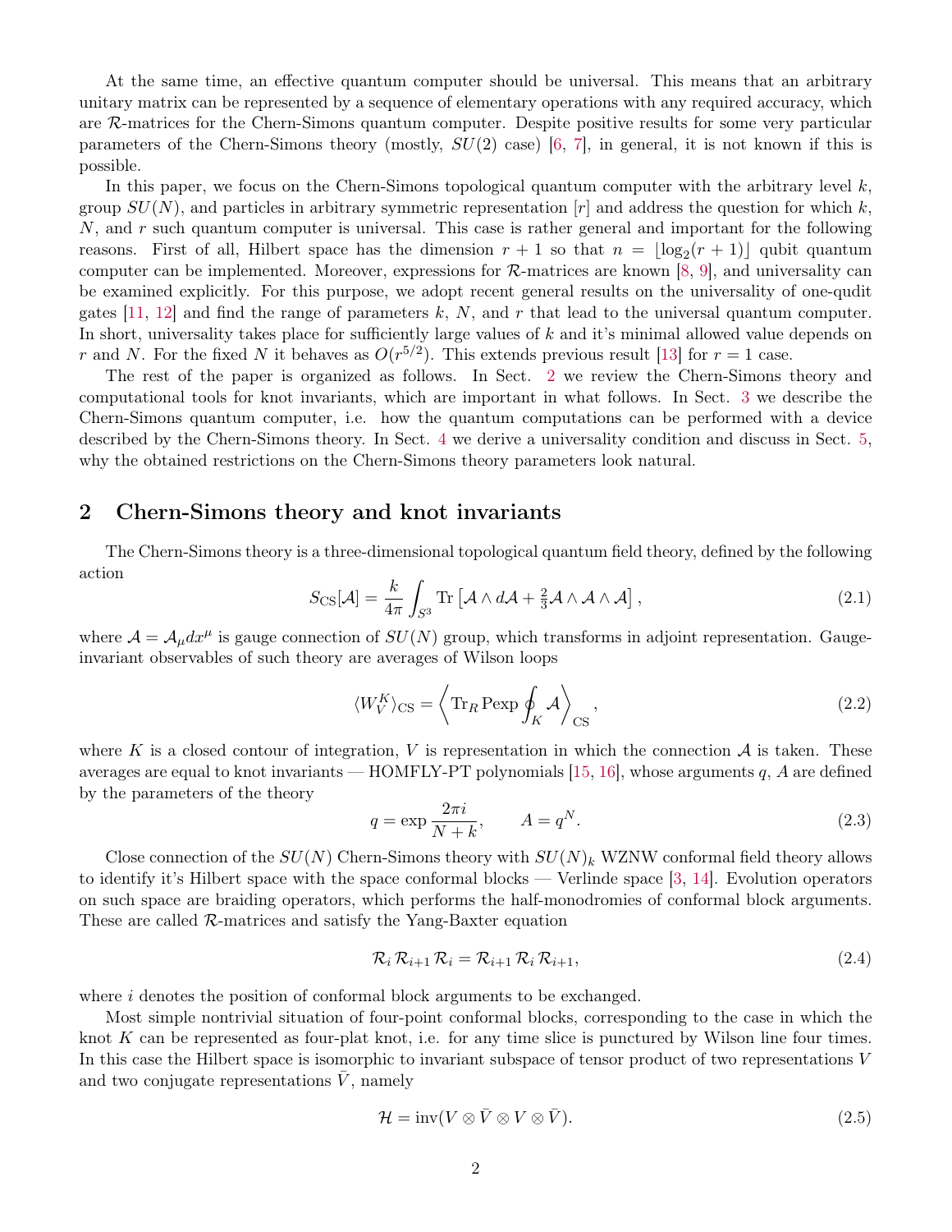At the same time, an effective quantum computer should be universal. This means that an arbitrary unitary matrix can be represented by a sequence of elementary operations with any required accuracy, which are $\mathcal{R}$-matrices for the Chern-Simons quantum computer. Despite positive results for some very particular parameters of the Chern-Simons theory (mostly, $SU(2)$ case) [6, 7], in general, it is not known if this is possible.

In this paper, we focus on the Chern-Simons topological quantum computer with the arbitrary level $k$, group $SU(N)$, and particles in arbitrary symmetric representation $[r]$ and address the question for which $k$, $N$, and $r$ such quantum computer is universal. This case is rather general and important for the following reasons. First of all, Hilbert space has the dimension $r+1$ so that $n = \lfloor \log_2(r+1) \rfloor$ qubit quantum computer can be implemented. Moreover, expressions for $\mathcal{R}$-matrices are known [8, 9], and universality can be examined explicitly. For this purpose, we adopt recent general results on the universality of one-qudit gates [11, 12] and find the range of parameters $k$, $N$, and $r$ that lead to the universal quantum computer. In short, universality takes place for sufficiently large values of $k$ and it's minimal allowed value depends on $r$ and $N$. For the fixed $N$ it behaves as $O(r^{5/2})$. This extends previous result [13] for $r = 1$ case.

The rest of the paper is organized as follows. In Sect. 2 we review the Chern-Simons theory and computational tools for knot invariants, which are important in what follows. In Sect. 3 we describe the Chern-Simons quantum computer, i.e. how the quantum computations can be performed with a device described by the Chern-Simons theory. In Sect. 4 we derive a universality condition and discuss in Sect. 5, why the obtained restrictions on the Chern-Simons theory parameters look natural.

## 2 Chern-Simons theory and knot invariants

The Chern-Simons theory is a three-dimensional topological quantum field theory, defined by the following action

$$S_{\text{CS}}[\mathcal{A}] = \frac{k}{4\pi} \int_{S^3} \text{Tr}\left[\mathcal{A} \wedge d\mathcal{A} + \tfrac{2}{3} \mathcal{A} \wedge \mathcal{A} \wedge \mathcal{A}\right], \tag{2.1}$$

where $\mathcal{A} = \mathcal{A}_\mu dx^\mu$ is gauge connection of $SU(N)$ group, which transforms in adjoint representation. Gauge-invariant observables of such theory are averages of Wilson loops

$$\langle W_V^K \rangle_{\text{CS}} = \left\langle \text{Tr}_R \, \text{Pexp} \oint_K \mathcal{A} \right\rangle_{\text{CS}}, \tag{2.2}$$

where $K$ is a closed contour of integration, $V$ is representation in which the connection $\mathcal{A}$ is taken. These averages are equal to knot invariants — HOMFLY-PT polynomials [15, 16], whose arguments $q$, $A$ are defined by the parameters of the theory

$$q = \exp \frac{2\pi i}{N+k}, \qquad A = q^N. \tag{2.3}$$

Close connection of the $SU(N)$ Chern-Simons theory with $SU(N)_k$ WZNW conformal field theory allows to identify it's Hilbert space with the space conformal blocks — Verlinde space [3, 14]. Evolution operators on such space are braiding operators, which performs the half-monodromies of conformal block arguments. These are called $\mathcal{R}$-matrices and satisfy the Yang-Baxter equation

$$\mathcal{R}_i \, \mathcal{R}_{i+1} \, \mathcal{R}_i = \mathcal{R}_{i+1} \, \mathcal{R}_i \, \mathcal{R}_{i+1}, \tag{2.4}$$

where $i$ denotes the position of conformal block arguments to be exchanged.

Most simple nontrivial situation of four-point conformal blocks, corresponding to the case in which the knot $K$ can be represented as four-plat knot, i.e. for any time slice is punctured by Wilson line four times. In this case the Hilbert space is isomorphic to invariant subspace of tensor product of two representations $V$ and two conjugate representations $\bar{V}$, namely

$$\mathcal{H} = \text{inv}(V \otimes \bar{V} \otimes V \otimes \bar{V}). \tag{2.5}$$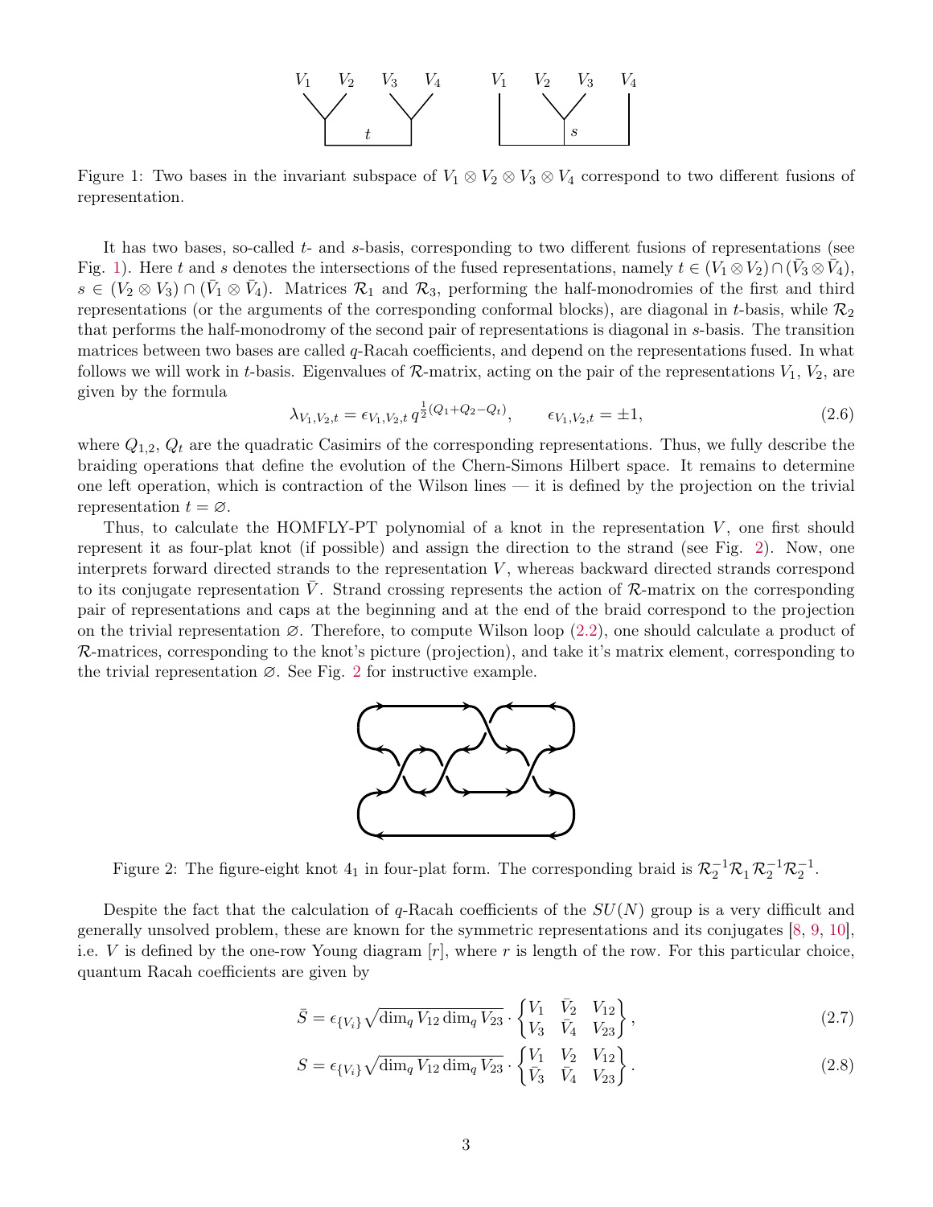Figure 1: Two bases in the invariant subspace of $V_1 \otimes V_2 \otimes V_3 \otimes V_4$ correspond to two different fusions of representation.

It has two bases, so-called $t$- and $s$-basis, corresponding to two different fusions of representations (see Fig. 1). Here $t$ and $s$ denotes the intersections of the fused representations, namely $t \in (V_1 \otimes V_2) \cap (\bar{V}_3 \otimes \bar{V}_4)$, $s \in (V_2 \otimes V_3) \cap (\bar{V}_1 \otimes \bar{V}_4)$. Matrices $\mathcal{R}_1$ and $\mathcal{R}_3$, performing the half-monodromies of the first and third representations (or the arguments of the corresponding conformal blocks), are diagonal in $t$-basis, while $\mathcal{R}_2$ that performs the half-monodromy of the second pair of representations is diagonal in $s$-basis. The transition matrices between two bases are called $q$-Racah coefficients, and depend on the representations fused. In what follows we will work in $t$-basis. Eigenvalues of $\mathcal{R}$-matrix, acting on the pair of the representations $V_1$, $V_2$, are given by the formula

$$\lambda_{V_1,V_2,t} = \epsilon_{V_1,V_2,t}\, q^{\frac{1}{2}(Q_1+Q_2-Q_t)}, \qquad \epsilon_{V_1,V_2,t} = \pm 1, \tag{2.6}$$

where $Q_{1,2}$, $Q_t$ are the quadratic Casimirs of the corresponding representations. Thus, we fully describe the braiding operations that define the evolution of the Chern-Simons Hilbert space. It remains to determine one left operation, which is contraction of the Wilson lines — it is defined by the projection on the trivial representation $t = \varnothing$.

Thus, to calculate the HOMFLY-PT polynomial of a knot in the representation $V$, one first should represent it as four-plat knot (if possible) and assign the direction to the strand (see Fig. 2). Now, one interprets forward directed strands to the representation $V$, whereas backward directed strands correspond to its conjugate representation $\bar{V}$. Strand crossing represents the action of $\mathcal{R}$-matrix on the corresponding pair of representations and caps at the beginning and at the end of the braid correspond to the projection on the trivial representation $\varnothing$. Therefore, to compute Wilson loop (2.2), one should calculate a product of $\mathcal{R}$-matrices, corresponding to the knot's picture (projection), and take it's matrix element, corresponding to the trivial representation $\varnothing$. See Fig. 2 for instructive example.

Figure 2: The figure-eight knot $4_1$ in four-plat form. The corresponding braid is $\mathcal{R}_2^{-1}\mathcal{R}_1\,\mathcal{R}_2^{-1}\mathcal{R}_2^{-1}$.

Despite the fact that the calculation of $q$-Racah coefficients of the $SU(N)$ group is a very difficult and generally unsolved problem, these are known for the symmetric representations and its conjugates [8, 9, 10], i.e. $V$ is defined by the one-row Young diagram $[r]$, where $r$ is length of the row. For this particular choice, quantum Racah coefficients are given by

$$\bar{S} = \epsilon_{\{V_i\}} \sqrt{\dim_q V_{12} \dim_q V_{23}} \cdot \begin{Bmatrix} V_1 & \bar{V}_2 & V_{12} \\ V_3 & \bar{V}_4 & V_{23} \end{Bmatrix}, \tag{2.7}$$

$$S = \epsilon_{\{V_i\}} \sqrt{\dim_q V_{12} \dim_q V_{23}} \cdot \begin{Bmatrix} V_1 & V_2 & V_{12} \\ \bar{V}_3 & \bar{V}_4 & V_{23} \end{Bmatrix}. \tag{2.8}$$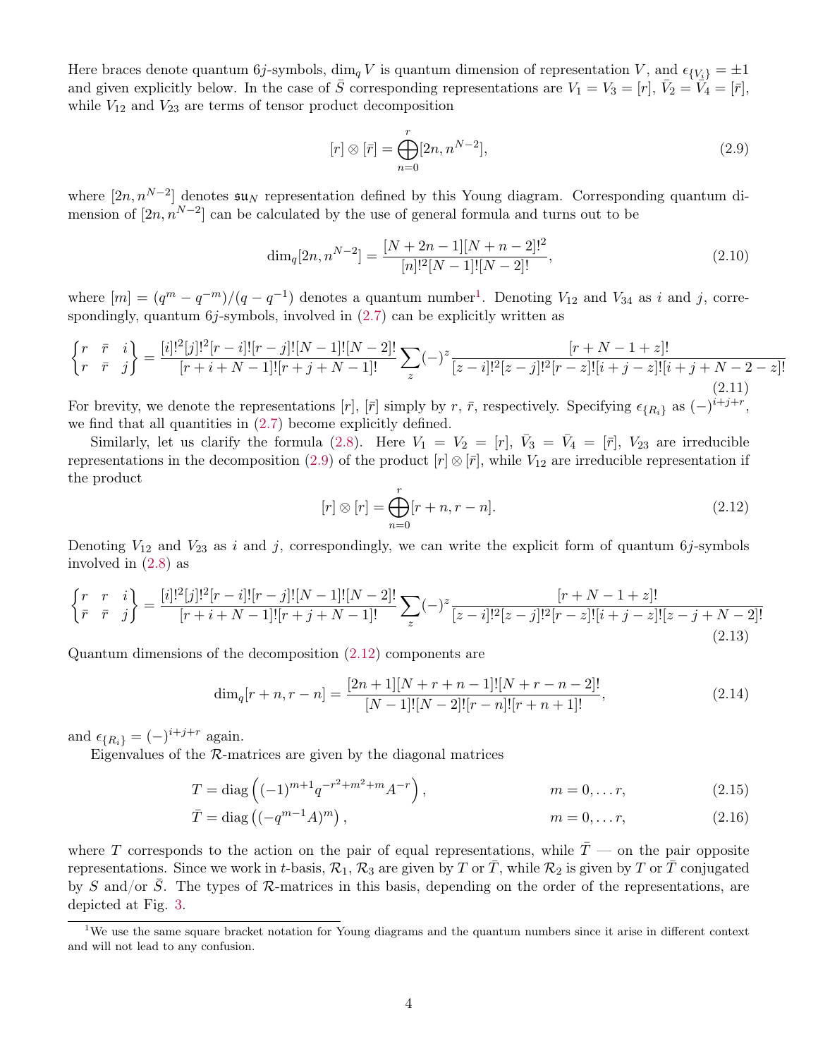Here braces denote quantum 6$j$-symbols, $\dim_q V$ is quantum dimension of representation $V$, and $\epsilon_{\{V_i\}} = \pm 1$ and given explicitly below. In the case of $\bar{S}$ corresponding representations are $V_1 = V_3 = [r]$, $\bar{V}_2 = \bar{V}_4 = [\bar{r}]$, while $V_{12}$ and $V_{23}$ are terms of tensor product decomposition

$$[r] \otimes [\bar{r}] = \bigoplus_{n=0}^{r} [2n, n^{N-2}], \tag{2.9}$$

where $[2n, n^{N-2}]$ denotes $\mathfrak{su}_N$ representation defined by this Young diagram. Corresponding quantum dimension of $[2n, n^{N-2}]$ can be calculated by the use of general formula and turns out to be

$$\dim_q [2n, n^{N-2}] = \frac{[N+2n-1][N+n-2]!^2}{[n]!^2 [N-1]! [N-2]!}, \tag{2.10}$$

where $[m] = (q^m - q^{-m})/(q - q^{-1})$ denotes a quantum number[1]. Denoting $V_{12}$ and $V_{34}$ as $i$ and $j$, correspondingly, quantum 6$j$-symbols, involved in (2.7) can be explicitly written as

$$\begin{Bmatrix} r & \bar{r} & i \\ r & \bar{r} & j \end{Bmatrix} = \frac{[i]!^2 [j]!^2 [r-i]! [r-j]! [N-1]! [N-2]!}{[r+i+N-1]! [r+j+N-1]!} \sum_z (-)^z \frac{[r+N-1+z]!}{[z-i]!^2 [z-j]!^2 [r-z]! [i+j-z]! [i+j+N-2-z]!} \tag{2.11}$$

For brevity, we denote the representations $[r]$, $[\bar{r}]$ simply by $r$, $\bar{r}$, respectively. Specifying $\epsilon_{\{R_i\}}$ as $(-)^{i+j+r}$, we find that all quantities in (2.7) become explicitly defined.

Similarly, let us clarify the formula (2.8). Here $V_1 = V_2 = [r]$, $\bar{V}_3 = \bar{V}_4 = [\bar{r}]$, $V_{23}$ are irreducible representations in the decomposition (2.9) of the product $[r] \otimes [\bar{r}]$, while $V_{12}$ are irreducible representation if the product

$$[r] \otimes [r] = \bigoplus_{n=0}^{r} [r+n, r-n]. \tag{2.12}$$

Denoting $V_{12}$ and $V_{23}$ as $i$ and $j$, correspondingly, we can write the explicit form of quantum 6$j$-symbols involved in (2.8) as

$$\begin{Bmatrix} r & r & i \\ \bar{r} & \bar{r} & j \end{Bmatrix} = \frac{[i]!^2 [j]!^2 [r-i]! [r-j]! [N-1]! [N-2]!}{[r+i+N-1]! [r+j+N-1]!} \sum_z (-)^z \frac{[r+N-1+z]!}{[z-i]!^2 [z-j]!^2 [r-z]! [i+j-z]! [z-j+N-2]!} \tag{2.13}$$

Quantum dimensions of the decomposition (2.12) components are

$$\dim_q [r+n, r-n] = \frac{[2n+1][N+r+n-1]![N+r-n-2]!}{[N-1]![N-2]![r-n]![r+n+1]!}, \tag{2.14}$$

and $\epsilon_{\{R_i\}} = (-)^{i+j+r}$ again.

Eigenvalues of the $\mathcal{R}$-matrices are given by the diagonal matrices

$$T = \operatorname{diag}\left( (-1)^{m+1} q^{-r^2+m^2+m} A^{-r} \right), \qquad m = 0, \dots r, \tag{2.15}$$

$$\bar{T} = \operatorname{diag}\left( (-q^{m-1} A)^m \right), \qquad m = 0, \dots r, \tag{2.16}$$

where $T$ corresponds to the action on the pair of equal representations, while $\bar{T}$ — on the pair opposite representations. Since we work in $t$-basis, $\mathcal{R}_1$, $\mathcal{R}_3$ are given by $T$ or $\bar{T}$, while $\mathcal{R}_2$ is given by $T$ or $\bar{T}$ conjugated by $S$ and/or $\bar{S}$. The types of $\mathcal{R}$-matrices in this basis, depending on the order of the representations, are depicted at Fig. 3.

[1] We use the same square bracket notation for Young diagrams and the quantum numbers since it arise in different context and will not lead to any confusion.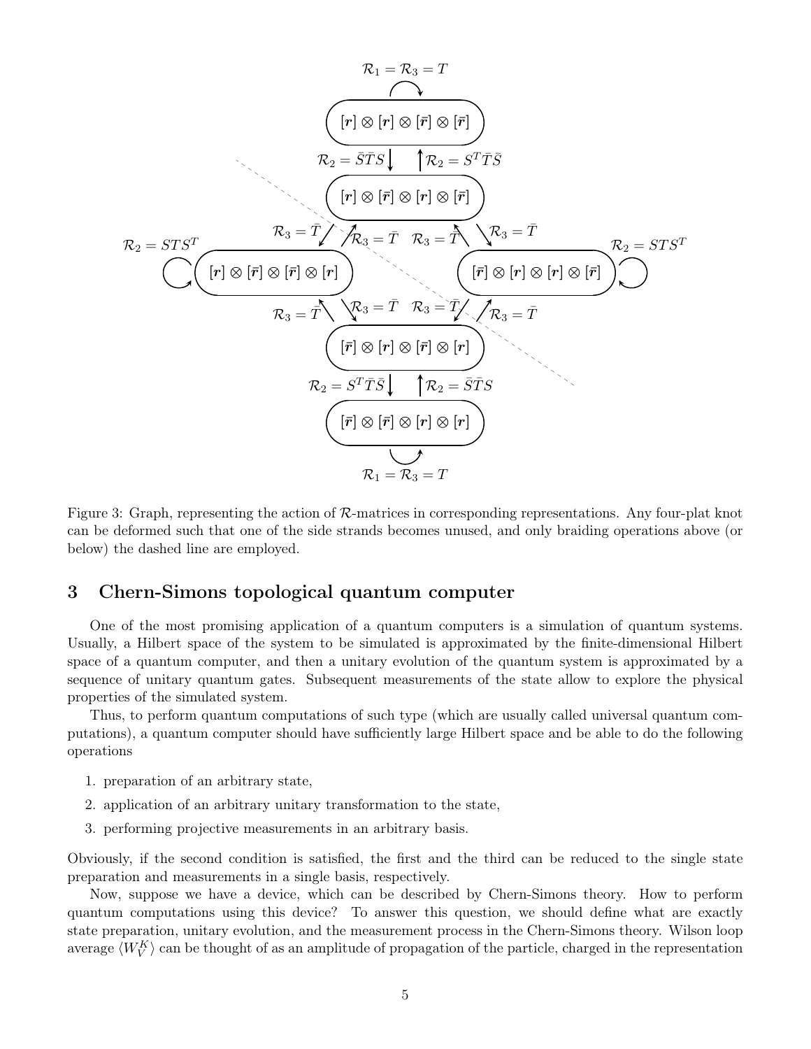Figure 3: Graph, representing the action of $\mathcal{R}$-matrices in corresponding representations. Any four-plat knot can be deformed such that one of the side strands becomes unused, and only braiding operations above (or below) the dashed line are employed.

## 3 Chern-Simons topological quantum computer

One of the most promising application of a quantum computers is a simulation of quantum systems. Usually, a Hilbert space of the system to be simulated is approximated by the finite-dimensional Hilbert space of a quantum computer, and then a unitary evolution of the quantum system is approximated by a sequence of unitary quantum gates. Subsequent measurements of the state allow to explore the physical properties of the simulated system.

Thus, to perform quantum computations of such type (which are usually called universal quantum computations), a quantum computer should have sufficiently large Hilbert space and be able to do the following operations

1. preparation of an arbitrary state,
2. application of an arbitrary unitary transformation to the state,
3. performing projective measurements in an arbitrary basis.

Obviously, if the second condition is satisfied, the first and the third can be reduced to the single state preparation and measurements in a single basis, respectively.

Now, suppose we have a device, which can be described by Chern-Simons theory. How to perform quantum computations using this device? To answer this question, we should define what are exactly state preparation, unitary evolution, and the measurement process in the Chern-Simons theory. Wilson loop average $\langle W_V^K \rangle$ can be thought of as an amplitude of propagation of the particle, charged in the representation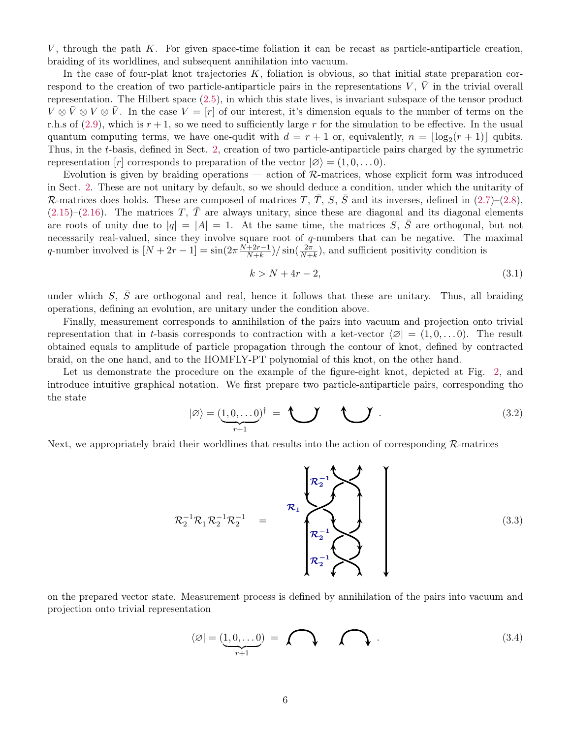$V$, through the path $K$. For given space-time foliation it can be recast as particle-antiparticle creation, braiding of its worldlines, and subsequent annihilation into vacuum.

In the case of four-plat knot trajectories $K$, foliation is obvious, so that initial state preparation correspond to the creation of two particle-antiparticle pairs in the representations $V$, $\bar{V}$ in the trivial overall representation. The Hilbert space (2.5), in which this state lives, is invariant subspace of the tensor product $V \otimes \bar{V} \otimes V \otimes \bar{V}$. In the case $V = [r]$ of our interest, it's dimension equals to the number of terms on the r.h.s of (2.9), which is $r+1$, so we need to sufficiently large $r$ for the simulation to be effective. In the usual quantum computing terms, we have one-qudit with $d = r+1$ or, equivalently, $n = \lfloor \log_2(r+1) \rfloor$ qubits. Thus, in the $t$-basis, defined in Sect. 2, creation of two particle-antiparticle pairs charged by the symmetric representation $[r]$ corresponds to preparation of the vector $|\varnothing\rangle = (1, 0, \ldots 0)$.

Evolution is given by braiding operations — action of $\mathcal{R}$-matrices, whose explicit form was introduced in Sect. 2. These are not unitary by default, so we should deduce a condition, under which the unitarity of $\mathcal{R}$-matrices does holds. These are composed of matrices $T$, $\bar{T}$, $S$, $\bar{S}$ and its inverses, defined in (2.7)–(2.8), (2.15)–(2.16). The matrices $T$, $\bar{T}$ are always unitary, since these are diagonal and its diagonal elements are roots of unity due to $|q| = |A| = 1$. At the same time, the matrices $S$, $\bar{S}$ are orthogonal, but not necessarily real-valued, since they involve square root of $q$-numbers that can be negative. The maximal $q$-number involved is $[N+2r-1] = \sin(2\pi \frac{N+2r-1}{N+k}) / \sin(\frac{2\pi}{N+k})$, and sufficient positivity condition is

$$k > N + 4r - 2, \tag{3.1}$$

under which $S$, $\bar{S}$ are orthogonal and real, hence it follows that these are unitary. Thus, all braiding operations, defining an evolution, are unitary under the condition above.

Finally, measurement corresponds to annihilation of the pairs into vacuum and projection onto trivial representation that in $t$-basis corresponds to contraction with a ket-vector $\langle\varnothing| = (1, 0, \ldots 0)$. The result obtained equals to amplitude of particle propagation through the contour of knot, defined by contracted braid, on the one hand, and to the HOMFLY-PT polynomial of this knot, on the other hand.

Let us demonstrate the procedure on the example of the figure-eight knot, depicted at Fig. 2, and introduce intuitive graphical notation. We first prepare two particle-antiparticle pairs, corresponding tho the state

$$|\varnothing\rangle = (\underbrace{1, 0, \ldots 0}_{r+1})^\dagger = \tag{3.2}$$

Next, we appropriately braid their worldlines that results into the action of corresponding $\mathcal{R}$-matrices

$$\mathcal{R}_2^{-1} \mathcal{R}_1 \mathcal{R}_2^{-1} \mathcal{R}_2^{-1} = \tag{3.3}$$

on the prepared vector state. Measurement process is defined by annihilation of the pairs into vacuum and projection onto trivial representation

$$\langle\varnothing| = (\underbrace{1, 0, \ldots 0}_{r+1}) = \tag{3.4}$$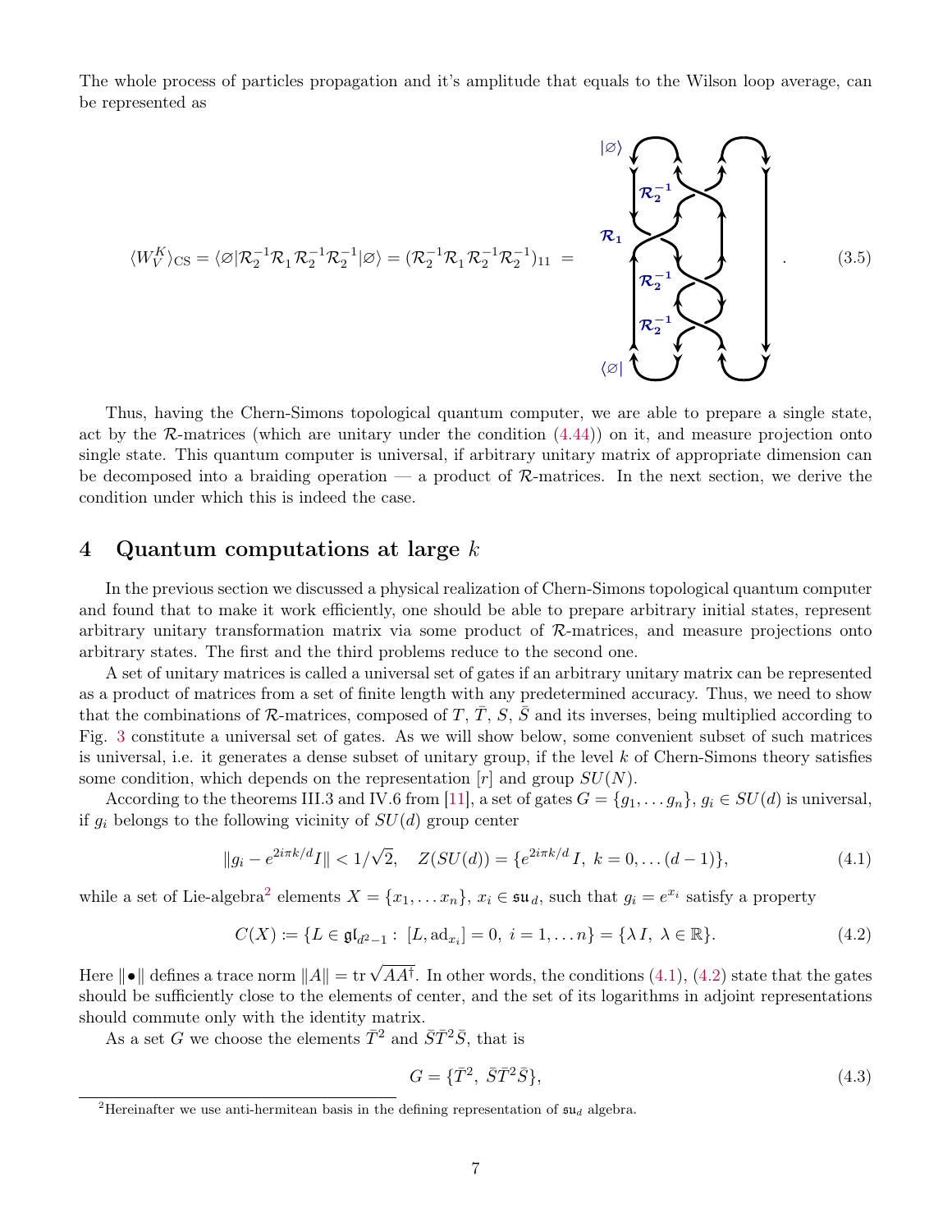The whole process of particles propagation and it's amplitude that equals to the Wilson loop average, can be represented as

$$\langle W_V^K \rangle_{\rm CS} = \langle \varnothing | \mathcal{R}_2^{-1} \mathcal{R}_1 \mathcal{R}_2^{-1} \mathcal{R}_2^{-1} | \varnothing \rangle = (\mathcal{R}_2^{-1} \mathcal{R}_1 \mathcal{R}_2^{-1} \mathcal{R}_2^{-1})_{11} \; = \tag{3.5}$$

Thus, having the Chern-Simons topological quantum computer, we are able to prepare a single state, act by the $\mathcal{R}$-matrices (which are unitary under the condition (4.44)) on it, and measure projection onto single state. This quantum computer is universal, if arbitrary unitary matrix of appropriate dimension can be decomposed into a braiding operation — a product of $\mathcal{R}$-matrices. In the next section, we derive the condition under which this is indeed the case.

## 4 Quantum computations at large $k$

In the previous section we discussed a physical realization of Chern-Simons topological quantum computer and found that to make it work efficiently, one should be able to prepare arbitrary initial states, represent arbitrary unitary transformation matrix via some product of $\mathcal{R}$-matrices, and measure projections onto arbitrary states. The first and the third problems reduce to the second one.

A set of unitary matrices is called a universal set of gates if an arbitrary unitary matrix can be represented as a product of matrices from a set of finite length with any predetermined accuracy. Thus, we need to show that the combinations of $\mathcal{R}$-matrices, composed of $T$, $\bar{T}$, $S$, $\bar{S}$ and its inverses, being multiplied according to Fig. 3 constitute a universal set of gates. As we will show below, some convenient subset of such matrices is universal, i.e. it generates a dense subset of unitary group, if the level $k$ of Chern-Simons theory satisfies some condition, which depends on the representation $[r]$ and group $SU(N)$.

According to the theorems III.3 and IV.6 from [11], a set of gates $G = \{g_1, \dots g_n\}$, $g_i \in SU(d)$ is universal, if $g_i$ belongs to the following vicinity of $SU(d)$ group center

$$\|g_i - e^{2i\pi k/d} I\| < 1/\sqrt{2}, \quad Z(SU(d)) = \{e^{2i\pi k/d} I, \; k = 0, \dots (d-1)\}, \tag{4.1}$$

while a set of Lie-algebra[2] elements $X = \{x_1, \dots x_n\}$, $x_i \in \mathfrak{su}_d$, such that $g_i = e^{x_i}$ satisfy a property

$$C(X) := \{L \in \mathfrak{gl}_{d^2-1} : \; [L, \mathrm{ad}_{x_i}] = 0, \; i = 1, \dots n\} = \{\lambda I, \; \lambda \in \mathbb{R}\}. \tag{4.2}$$

Here $\|\bullet\|$ defines a trace norm $\|A\| = \mathrm{tr}\, \sqrt{AA^\dagger}$. In other words, the conditions (4.1), (4.2) state that the gates should be sufficiently close to the elements of center, and the set of its logarithms in adjoint representations should commute only with the identity matrix.

As a set $G$ we choose the elements $\bar{T}^2$ and $\bar{S}\bar{T}^2\bar{S}$, that is

$$G = \{\bar{T}^2, \; \bar{S}\bar{T}^2\bar{S}\}, \tag{4.3}$$

[2] Hereinafter we use anti-hermitean basis in the defining representation of $\mathfrak{su}_d$ algebra.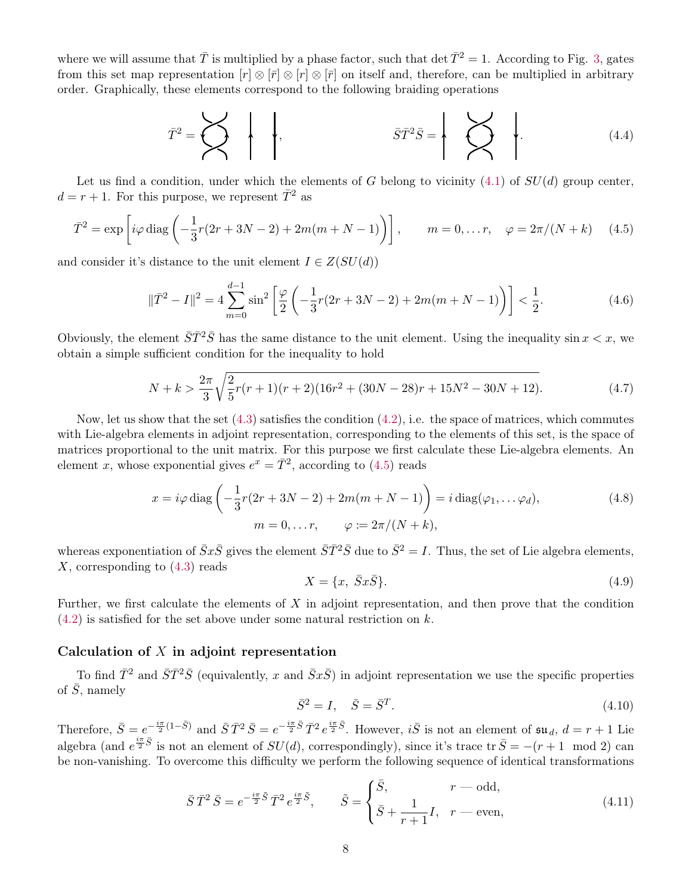where we will assume that $\bar{T}$ is multiplied by a phase factor, such that $\det \bar{T}^2 = 1$. According to Fig. 3, gates from this set map representation $[r] \otimes [\bar{r}] \otimes [r] \otimes [\bar{r}]$ on itself and, therefore, can be multiplied in arbitrary order. Graphically, these elements correspond to the following braiding operations

$$\bar{T}^2 = \text{[braid diagram]}, \qquad \bar{S}\bar{T}^2\bar{S} = \text{[braid diagram]}. \tag{4.4}$$

Let us find a condition, under which the elements of $G$ belong to vicinity (4.1) of $SU(d)$ group center, $d = r+1$. For this purpose, we represent $\bar{T}^2$ as

$$\bar{T}^2 = \exp\left[i\varphi \operatorname{diag}\left(-\frac{1}{3}r(2r+3N-2) + 2m(m+N-1)\right)\right], \qquad m = 0,\dots r, \quad \varphi = 2\pi/(N+k) \tag{4.5}$$

and consider it's distance to the unit element $I \in Z(SU(d))$

$$\|\bar{T}^2 - I\|^2 = 4\sum_{m=0}^{d-1} \sin^2\left[\frac{\varphi}{2}\left(-\frac{1}{3}r(2r+3N-2) + 2m(m+N-1)\right)\right] < \frac{1}{2}. \tag{4.6}$$

Obviously, the element $\bar{S}\bar{T}^2\bar{S}$ has the same distance to the unit element. Using the inequality $\sin x < x$, we obtain a simple sufficient condition for the inequality to hold

$$N + k > \frac{2\pi}{3}\sqrt{\frac{2}{5}r(r+1)(r+2)(16r^2 + (30N-28)r + 15N^2 - 30N + 12)}. \tag{4.7}$$

Now, let us show that the set (4.3) satisfies the condition (4.2), i.e. the space of matrices, which commutes with Lie-algebra elements in adjoint representation, corresponding to the elements of this set, is the space of matrices proportional to the unit matrix. For this purpose we first calculate these Lie-algebra elements. An element $x$, whose exponential gives $e^x = \bar{T}^2$, according to (4.5) reads

$$x = i\varphi \operatorname{diag}\left(-\frac{1}{3}r(2r+3N-2) + 2m(m+N-1)\right) = i\operatorname{diag}(\varphi_1, \dots \varphi_d), \tag{4.8}$$
$$m = 0,\dots r, \qquad \varphi := 2\pi/(N+k),$$

whereas exponentiation of $\bar{S}x\bar{S}$ gives the element $\bar{S}\bar{T}^2\bar{S}$ due to $\bar{S}^2 = I$. Thus, the set of Lie algebra elements, $X$, corresponding to (4.3) reads

$$X = \{x,\ \bar{S}x\bar{S}\}. \tag{4.9}$$

Further, we first calculate the elements of $X$ in adjoint representation, and then prove that the condition (4.2) is satisfied for the set above under some natural restriction on $k$.

### Calculation of $X$ in adjoint representation

To find $\bar{T}^2$ and $\bar{S}\bar{T}^2\bar{S}$ (equivalently, $x$ and $\bar{S}x\bar{S}$) in adjoint representation we use the specific properties of $\bar{S}$, namely

$$\bar{S}^2 = I, \quad \bar{S} = \bar{S}^T. \tag{4.10}$$

Therefore, $\bar{S} = e^{-\frac{i\pi}{2}(1-\bar{S})}$ and $\bar{S}\,\bar{T}^2\,\bar{S} = e^{-\frac{i\pi}{2}\bar{S}}\,\bar{T}^2\,e^{\frac{i\pi}{2}\bar{S}}$. However, $i\bar{S}$ is not an element of $\mathfrak{su}_d$, $d = r+1$ Lie algebra (and $e^{\frac{i\pi}{2}\bar{S}}$ is not an element of $SU(d)$, correspondingly), since it's trace $\operatorname{tr}\bar{S} = -(r+1 \mod 2)$ can be non-vanishing. To overcome this difficulty we perform the following sequence of identical transformations

$$\bar{S}\,\bar{T}^2\,\bar{S} = e^{-\frac{i\pi}{2}\tilde{S}}\,\bar{T}^2\,e^{\frac{i\pi}{2}\tilde{S}}, \qquad \tilde{S} = \begin{cases} \bar{S}, & r \text{ — odd}, \\ \bar{S} + \dfrac{1}{r+1}I, & r \text{ — even}, \end{cases} \tag{4.11}$$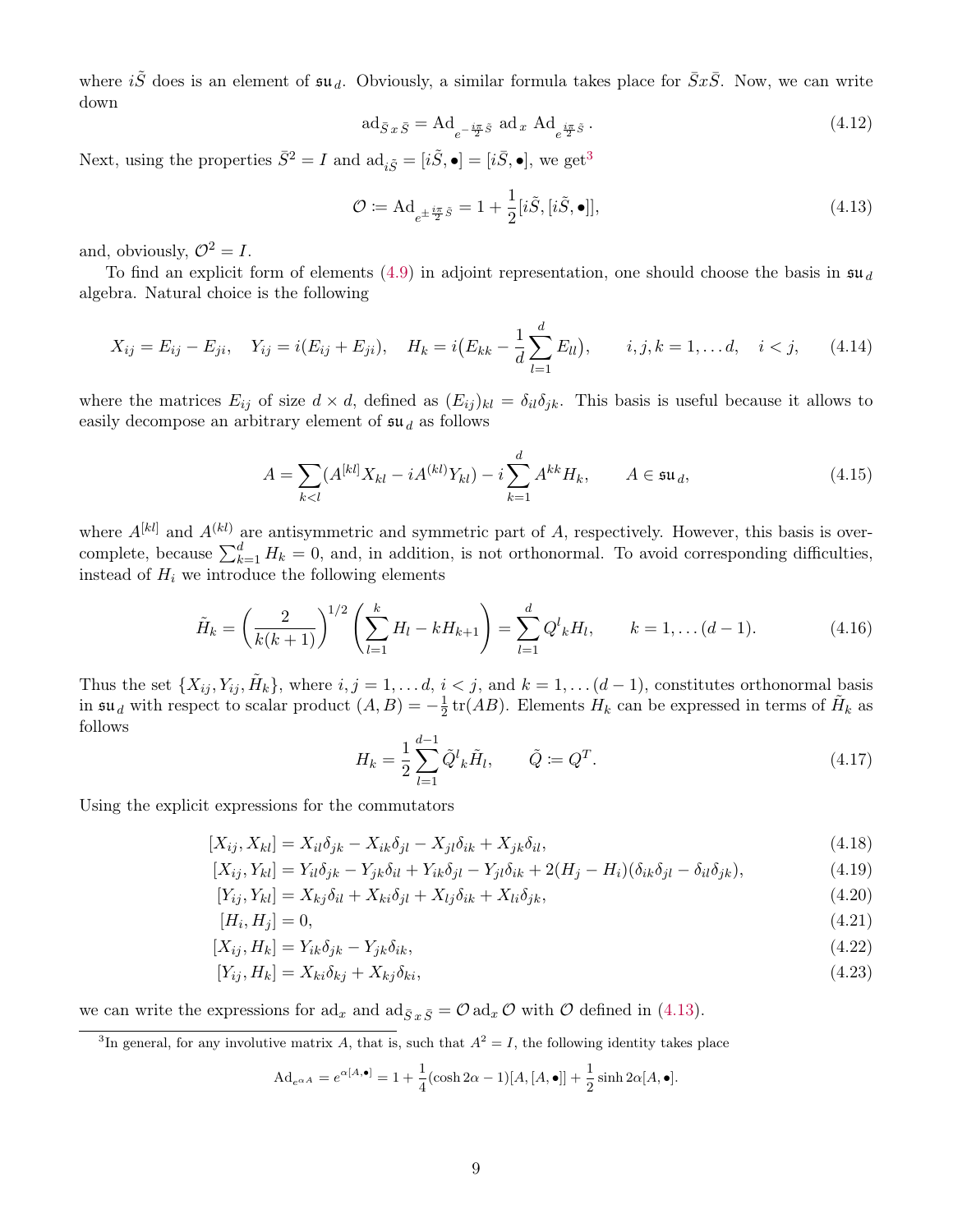where $i\tilde{S}$ does is an element of $\mathfrak{su}_d$. Obviously, a similar formula takes place for $\bar{S}x\bar{S}$. Now, we can write down

$$\mathrm{ad}_{\bar{S}\,x\,\bar{S}} = \mathrm{Ad}_{e^{-\frac{i\pi}{2}\tilde{S}}}\ \mathrm{ad}_x\ \mathrm{Ad}_{e^{\frac{i\pi}{2}\tilde{S}}}. \tag{4.12}$$

Next, using the properties $\bar{S}^2 = I$ and $\mathrm{ad}_{i\tilde{S}} = [i\tilde{S}, \bullet] = [i\bar{S}, \bullet]$, we get[3]

$$\mathcal{O} \coloneqq \mathrm{Ad}_{e^{\pm\frac{i\pi}{2}\tilde{S}}} = 1 + \frac{1}{2}[i\tilde{S}, [i\tilde{S}, \bullet]], \tag{4.13}$$

and, obviously, $\mathcal{O}^2 = I$.

To find an explicit form of elements (4.9) in adjoint representation, one should choose the basis in $\mathfrak{su}_d$ algebra. Natural choice is the following

$$X_{ij} = E_{ij} - E_{ji}, \quad Y_{ij} = i(E_{ij} + E_{ji}), \quad H_k = i\big(E_{kk} - \frac{1}{d}\sum_{l=1}^{d} E_{ll}\big), \qquad i,j,k = 1,\dots d, \quad i<j, \tag{4.14}$$

where the matrices $E_{ij}$ of size $d\times d$, defined as $(E_{ij})_{kl} = \delta_{il}\delta_{jk}$. This basis is useful because it allows to easily decompose an arbitrary element of $\mathfrak{su}_d$ as follows

$$A = \sum_{k<l}(A^{[kl]}X_{kl} - iA^{(kl)}Y_{kl}) - i\sum_{k=1}^{d} A^{kk}H_k, \qquad A\in\mathfrak{su}_d, \tag{4.15}$$

where $A^{[kl]}$ and $A^{(kl)}$ are antisymmetric and symmetric part of $A$, respectively. However, this basis is overcomplete, because $\sum_{k=1}^{d} H_k = 0$, and, in addition, is not orthonormal. To avoid corresponding difficulties, instead of $H_i$ we introduce the following elements

$$\tilde{H}_k = \left(\frac{2}{k(k+1)}\right)^{1/2}\left(\sum_{l=1}^{k} H_l - kH_{k+1}\right) = \sum_{l=1}^{d} Q^l{}_k H_l, \qquad k = 1,\dots(d-1). \tag{4.16}$$

Thus the set $\{X_{ij}, Y_{ij}, \tilde{H}_k\}$, where $i,j = 1,\dots d$, $i<j$, and $k = 1,\dots(d-1)$, constitutes orthonormal basis in $\mathfrak{su}_d$ with respect to scalar product $(A,B) = -\frac{1}{2}\operatorname{tr}(AB)$. Elements $H_k$ can be expressed in terms of $\tilde{H}_k$ as follows

$$H_k = \frac{1}{2}\sum_{l=1}^{d-1}\tilde{Q}^l{}_k\tilde{H}_l, \qquad \tilde{Q} \coloneqq Q^T. \tag{4.17}$$

Using the explicit expressions for the commutators

$$[X_{ij}, X_{kl}] = X_{il}\delta_{jk} - X_{ik}\delta_{jl} - X_{jl}\delta_{ik} + X_{jk}\delta_{il}, \tag{4.18}$$

$$[X_{ij}, Y_{kl}] = Y_{il}\delta_{jk} - Y_{jk}\delta_{il} + Y_{ik}\delta_{jl} - Y_{jl}\delta_{ik} + 2(H_j - H_i)(\delta_{ik}\delta_{jl} - \delta_{il}\delta_{jk}), \tag{4.19}$$

$$[Y_{ij}, Y_{kl}] = X_{kj}\delta_{il} + X_{ki}\delta_{jl} + X_{lj}\delta_{ik} + X_{li}\delta_{jk}, \tag{4.20}$$

$$[H_i, H_j] = 0, \tag{4.21}$$

$$[X_{ij}, H_k] = Y_{ik}\delta_{jk} - Y_{jk}\delta_{ik}, \tag{4.22}$$

$$[Y_{ij}, H_k] = X_{ki}\delta_{kj} + X_{kj}\delta_{ki}, \tag{4.23}$$

we can write the expressions for $\mathrm{ad}_x$ and $\mathrm{ad}_{\bar{S}\,x\,\bar{S}} = \mathcal{O}\,\mathrm{ad}_x\,\mathcal{O}$ with $\mathcal{O}$ defined in (4.13).

---

[3] In general, for any involutive matrix $A$, that is, such that $A^2 = I$, the following identity takes place

$$\mathrm{Ad}_{e^{\alpha A}} = e^{\alpha[A,\bullet]} = 1 + \frac{1}{4}(\cosh 2\alpha - 1)[A,[A,\bullet]] + \frac{1}{2}\sinh 2\alpha[A,\bullet].$$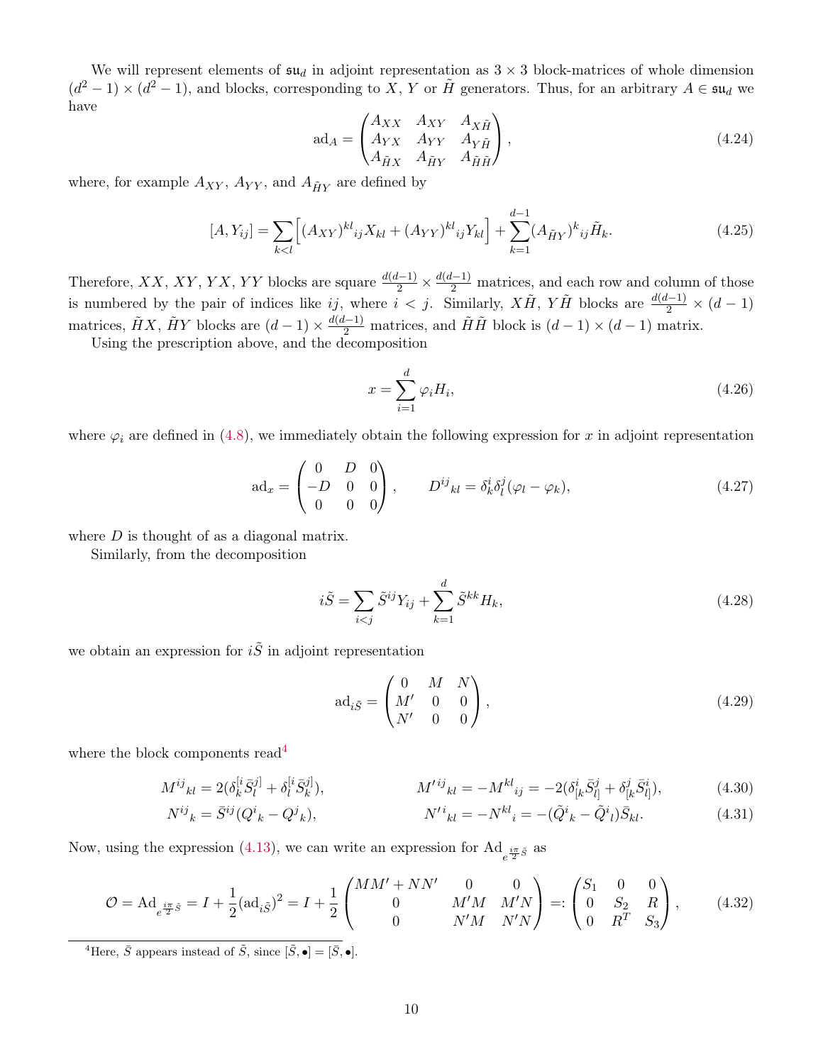We will represent elements of $\mathfrak{su}_d$ in adjoint representation as $3\times 3$ block-matrices of whole dimension $(d^2-1)\times(d^2-1)$, and blocks, corresponding to $X$, $Y$ or $\tilde{H}$ generators. Thus, for an arbitrary $A\in\mathfrak{su}_d$ we have

$$\mathrm{ad}_A = \begin{pmatrix} A_{XX} & A_{XY} & A_{X\tilde{H}} \\ A_{YX} & A_{YY} & A_{Y\tilde{H}} \\ A_{\tilde{H}X} & A_{\tilde{H}Y} & A_{\tilde{H}\tilde{H}} \end{pmatrix}, \tag{4.24}$$

where, for example $A_{XY}$, $A_{YY}$, and $A_{\tilde{H}Y}$ are defined by

$$[A, Y_{ij}] = \sum_{k<l}\Big[(A_{XY})^{kl}{}_{ij}X_{kl} + (A_{YY})^{kl}{}_{ij}Y_{kl}\Big] + \sum_{k=1}^{d-1}(A_{\tilde{H}Y})^{k}{}_{ij}\tilde{H}_k. \tag{4.25}$$

Therefore, $XX$, $XY$, $YX$, $YY$ blocks are square $\frac{d(d-1)}{2}\times\frac{d(d-1)}{2}$ matrices, and each row and column of those is numbered by the pair of indices like $ij$, where $i<j$. Similarly, $X\tilde{H}$, $Y\tilde{H}$ blocks are $\frac{d(d-1)}{2}\times(d-1)$ matrices, $\tilde{H}X$, $\tilde{H}Y$ blocks are $(d-1)\times\frac{d(d-1)}{2}$ matrices, and $\tilde{H}\tilde{H}$ block is $(d-1)\times(d-1)$ matrix.

Using the prescription above, and the decomposition

$$x = \sum_{i=1}^{d}\varphi_i H_i, \tag{4.26}$$

where $\varphi_i$ are defined in (4.8), we immediately obtain the following expression for $x$ in adjoint representation

$$\mathrm{ad}_x = \begin{pmatrix} 0 & D & 0 \\ -D & 0 & 0 \\ 0 & 0 & 0 \end{pmatrix}, \qquad D^{ij}{}_{kl} = \delta^i_k\delta^j_l(\varphi_l - \varphi_k), \tag{4.27}$$

where $D$ is thought of as a diagonal matrix.

Similarly, from the decomposition

$$i\tilde{S} = \sum_{i<j}\tilde{S}^{ij}Y_{ij} + \sum_{k=1}^{d}\tilde{S}^{kk}H_k, \tag{4.28}$$

we obtain an expression for $i\tilde{S}$ in adjoint representation

$$\mathrm{ad}_{i\tilde{S}} = \begin{pmatrix} 0 & M & N \\ M' & 0 & 0 \\ N' & 0 & 0 \end{pmatrix}, \tag{4.29}$$

where the block components read[4]

$$M^{ij}{}_{kl} = 2(\delta^{[i}_k\bar{S}^{j]}_l + \delta^{[i}_l\bar{S}^{j]}_k), \qquad M'^{ij}{}_{kl} = -M^{kl}{}_{ij} = -2(\delta^i_{[k}\bar{S}^j_{l]} + \delta^j_{[k}\bar{S}^i_{l]}), \tag{4.30}$$

$$N^{ij}{}_k = \bar{S}^{ij}(Q^i{}_k - Q^j{}_k), \qquad N'^i{}_{kl} = -N^{kl}{}_i = -(\tilde{Q}^i{}_k - \tilde{Q}^i{}_l)\bar{S}_{kl}. \tag{4.31}$$

Now, using the expression (4.13), we can write an expression for $\mathrm{Ad}_{e^{\frac{i\pi}{2}\tilde{S}}}$ as

$$\mathcal{O} = \mathrm{Ad}_{e^{\frac{i\pi}{2}\tilde{S}}} = I + \frac{1}{2}(\mathrm{ad}_{i\tilde{S}})^2 = I + \frac{1}{2}\begin{pmatrix} MM' + NN' & 0 & 0 \\ 0 & M'M & M'N \\ 0 & N'M & N'N \end{pmatrix} =: \begin{pmatrix} S_1 & 0 & 0 \\ 0 & S_2 & R \\ 0 & R^T & S_3 \end{pmatrix}, \tag{4.32}$$

[4] Here, $\bar{S}$ appears instead of $\tilde{S}$, since $[\tilde{S},\bullet] = [\bar{S},\bullet]$.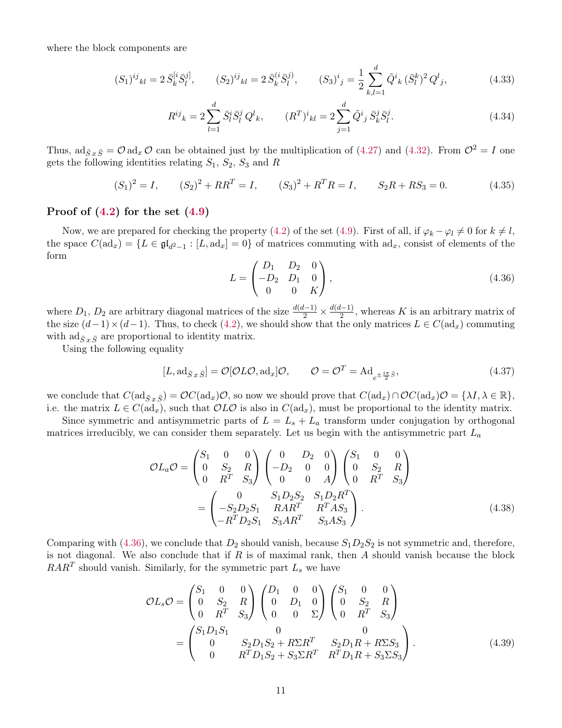where the block components are

$$
(S_1)^{ij}{}_{kl} = 2\,\bar{S}_k^{[i}\bar{S}_l^{j]}, \qquad (S_2)^{ij}{}_{kl} = 2\,\bar{S}_k^{(i}\bar{S}_l^{j)}, \qquad (S_3)^i{}_j = \frac{1}{2}\sum_{k,l=1}^{d} \tilde{Q}^i{}_k\,(\bar{S}_l^k)^2\,Q^l{}_j, \tag{4.33}
$$

$$
R^{ij}{}_k = 2\sum_{l=1}^{d} \bar{S}_l^i \bar{S}_l^j\,Q^l{}_k, \qquad (R^T)^i{}_{kl} = 2\sum_{j=1}^{d} \tilde{Q}^i{}_j\,\bar{S}_k^j \bar{S}_l^j. \tag{4.34}
$$

Thus, $\mathrm{ad}_{\bar{S}\,x\,\bar{S}} = \mathcal{O}\,\mathrm{ad}_x\,\mathcal{O}$ can be obtained just by the multiplication of (4.27) and (4.32). From $\mathcal{O}^2 = I$ one gets the following identities relating $S_1$, $S_2$, $S_3$ and $R$

$$
(S_1)^2 = I, \qquad (S_2)^2 + RR^T = I, \qquad (S_3)^2 + R^T R = I, \qquad S_2 R + R S_3 = 0. \tag{4.35}
$$

### Proof of (4.2) for the set (4.9)

Now, we are prepared for checking the property (4.2) of the set (4.9). First of all, if $\varphi_k - \varphi_l \neq 0$ for $k \neq l$, the space $C(\mathrm{ad}_x) = \{L \in \mathfrak{gl}_{d^2-1} : [L, \mathrm{ad}_x] = 0\}$ of matrices commuting with $\mathrm{ad}_x$, consist of elements of the form

$$
L = \begin{pmatrix} D_1 & D_2 & 0 \\ -D_2 & D_1 & 0 \\ 0 & 0 & K \end{pmatrix}, \tag{4.36}
$$

where $D_1$, $D_2$ are arbitrary diagonal matrices of the size $\frac{d(d-1)}{2} \times \frac{d(d-1)}{2}$, whereas $K$ is an arbitrary matrix of the size $(d-1)\times(d-1)$. Thus, to check (4.2), we should show that the only matrices $L \in C(\mathrm{ad}_x)$ commuting with $\mathrm{ad}_{\bar{S}\,x\,\bar{S}}$ are proportional to identity matrix.

Using the following equality

$$
[L, \mathrm{ad}_{\bar{S}\,x\,\bar{S}}] = \mathcal{O}[\mathcal{O}L\mathcal{O}, \mathrm{ad}_x]\mathcal{O}, \qquad \mathcal{O} = \mathcal{O}^T = \mathrm{Ad}_{e^{\pm\frac{i\pi}{2}\bar{S}}}, \tag{4.37}
$$

we conclude that $C(\mathrm{ad}_{\bar{S}\,x\,\bar{S}}) = \mathcal{O}C(\mathrm{ad}_x)\mathcal{O}$, so now we should prove that $C(\mathrm{ad}_x) \cap \mathcal{O}C(\mathrm{ad}_x)\mathcal{O} = \{\lambda I, \lambda \in \mathbb{R}\}$, i.e. the matrix $L \in C(\mathrm{ad}_x)$, such that $\mathcal{O}L\mathcal{O}$ is also in $C(\mathrm{ad}_x)$, must be proportional to the identity matrix.

Since symmetric and antisymmetric parts of $L = L_s + L_a$ transform under conjugation by orthogonal matrices irreducibly, we can consider them separately. Let us begin with the antisymmetric part $L_a$

$$
\begin{aligned}
\mathcal{O}L_a\mathcal{O} &= \begin{pmatrix} S_1 & 0 & 0 \\ 0 & S_2 & R \\ 0 & R^T & S_3 \end{pmatrix} \begin{pmatrix} 0 & D_2 & 0 \\ -D_2 & 0 & 0 \\ 0 & 0 & A \end{pmatrix} \begin{pmatrix} S_1 & 0 & 0 \\ 0 & S_2 & R \\ 0 & R^T & S_3 \end{pmatrix} \\
&= \begin{pmatrix} 0 & S_1 D_2 S_2 & S_1 D_2 R^T \\ -S_2 D_2 S_1 & R A R^T & R^T A S_3 \\ -R^T D_2 S_1 & S_3 A R^T & S_3 A S_3 \end{pmatrix}.
\end{aligned} \tag{4.38}
$$

Comparing with (4.36), we conclude that $D_2$ should vanish, because $S_1 D_2 S_2$ is not symmetric and, therefore, is not diagonal. We also conclude that if $R$ is of maximal rank, then $A$ should vanish because the block $RAR^T$ should vanish. Similarly, for the symmetric part $L_s$ we have

$$
\begin{aligned}
\mathcal{O}L_s\mathcal{O} &= \begin{pmatrix} S_1 & 0 & 0 \\ 0 & S_2 & R \\ 0 & R^T & S_3 \end{pmatrix} \begin{pmatrix} D_1 & 0 & 0 \\ 0 & D_1 & 0 \\ 0 & 0 & \Sigma \end{pmatrix} \begin{pmatrix} S_1 & 0 & 0 \\ 0 & S_2 & R \\ 0 & R^T & S_3 \end{pmatrix} \\
&= \begin{pmatrix} S_1 D_1 S_1 & 0 & 0 \\ 0 & S_2 D_1 S_2 + R\Sigma R^T & S_2 D_1 R + R\Sigma S_3 \\ 0 & R^T D_1 S_2 + S_3 \Sigma R^T & R^T D_1 R + S_3 \Sigma S_3 \end{pmatrix}.
\end{aligned} \tag{4.39}
$$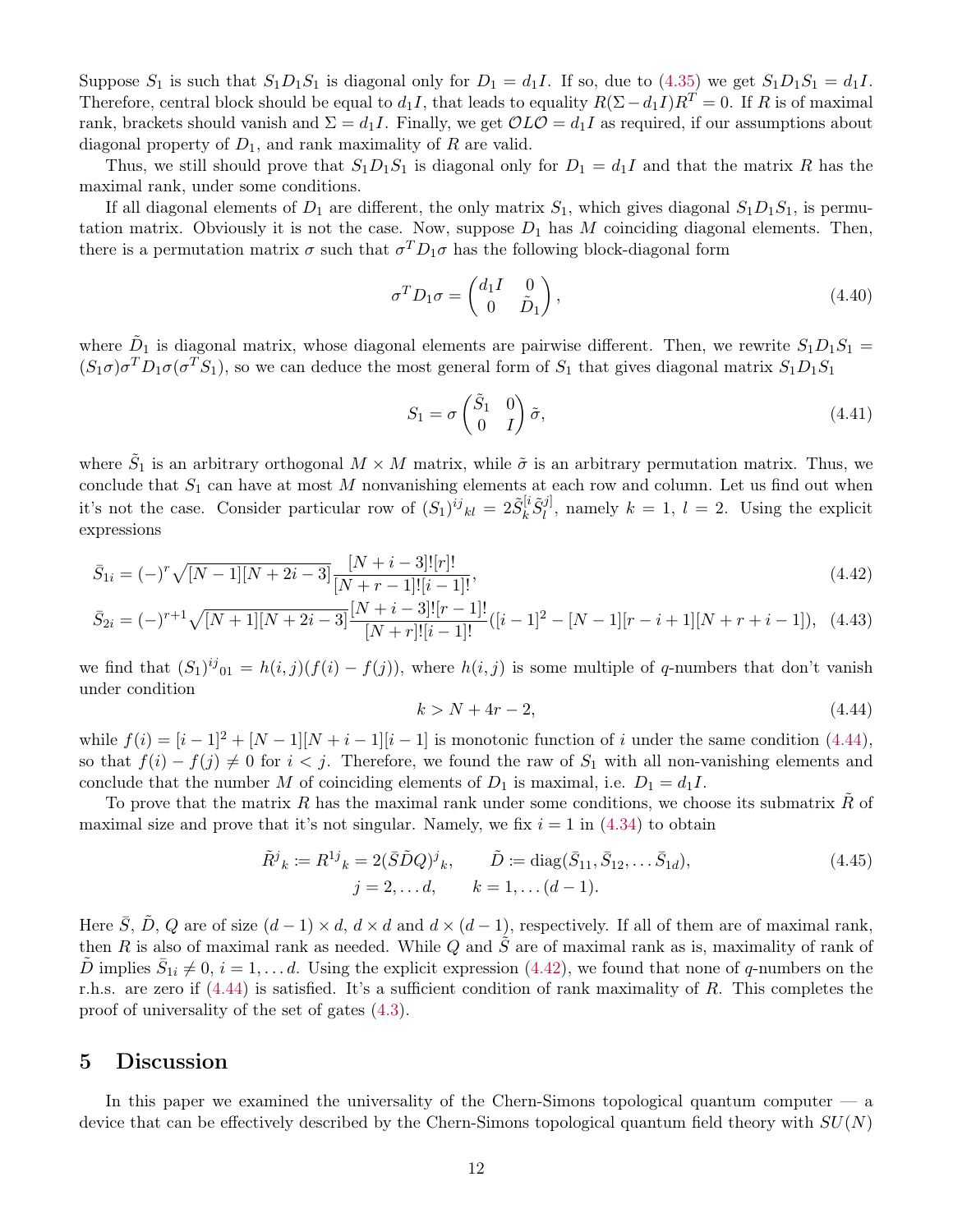Suppose $S_1$ is such that $S_1 D_1 S_1$ is diagonal only for $D_1 = d_1 I$. If so, due to (4.35) we get $S_1 D_1 S_1 = d_1 I$. Therefore, central block should be equal to $d_1 I$, that leads to equality $R(\Sigma - d_1 I)R^T = 0$. If $R$ is of maximal rank, brackets should vanish and $\Sigma = d_1 I$. Finally, we get $\mathcal{O} L \mathcal{O} = d_1 I$ as required, if our assumptions about diagonal property of $D_1$, and rank maximality of $R$ are valid.

Thus, we still should prove that $S_1 D_1 S_1$ is diagonal only for $D_1 = d_1 I$ and that the matrix $R$ has the maximal rank, under some conditions.

If all diagonal elements of $D_1$ are different, the only matrix $S_1$, which gives diagonal $S_1 D_1 S_1$, is permutation matrix. Obviously it is not the case. Now, suppose $D_1$ has $M$ coinciding diagonal elements. Then, there is a permutation matrix $\sigma$ such that $\sigma^T D_1 \sigma$ has the following block-diagonal form

$$\sigma^T D_1 \sigma = \begin{pmatrix} d_1 I & 0 \\ 0 & \tilde{D}_1 \end{pmatrix}, \tag{4.40}$$

where $\tilde{D}_1$ is diagonal matrix, whose diagonal elements are pairwise different. Then, we rewrite $S_1 D_1 S_1 = (S_1\sigma)\sigma^T D_1 \sigma(\sigma^T S_1)$, so we can deduce the most general form of $S_1$ that gives diagonal matrix $S_1 D_1 S_1$

$$S_1 = \sigma \begin{pmatrix} \tilde{S}_1 & 0 \\ 0 & I \end{pmatrix} \tilde{\sigma}, \tag{4.41}$$

where $\tilde{S}_1$ is an arbitrary orthogonal $M \times M$ matrix, while $\tilde{\sigma}$ is an arbitrary permutation matrix. Thus, we conclude that $S_1$ can have at most $M$ nonvanishing elements at each row and column. Let us find out when it's not the case. Consider particular row of $(S_1)^{ij}{}_{kl} = 2\tilde{S}_k^{[i}\tilde{S}_l^{j]}$, namely $k = 1$, $l = 2$. Using the explicit expressions

$$\bar{S}_{1i} = (-)^r \sqrt{[N-1][N+2i-3]} \frac{[N+i-3]![r]!}{[N+r-1]![i-1]!}, \tag{4.42}$$

$$\bar{S}_{2i} = (-)^{r+1} \sqrt{[N+1][N+2i-3]} \frac{[N+i-3]![r-1]!}{[N+r]![i-1]!} \left([i-1]^2 - [N-1][r-i+1][N+r+i-1]\right), \tag{4.43}$$

we find that $(S_1)^{ij}{}_{01} = h(i,j)(f(i) - f(j))$, where $h(i,j)$ is some multiple of $q$-numbers that don't vanish under condition

$$k > N + 4r - 2, \tag{4.44}$$

while $f(i) = [i-1]^2 + [N-1][N+i-1][i-1]$ is monotonic function of $i$ under the same condition (4.44), so that $f(i) - f(j) \neq 0$ for $i < j$. Therefore, we found the raw of $S_1$ with all non-vanishing elements and conclude that the number $M$ of coinciding elements of $D_1$ is maximal, i.e. $D_1 = d_1 I$.

To prove that the matrix $R$ has the maximal rank under some conditions, we choose its submatrix $\tilde{R}$ of maximal size and prove that it's not singular. Namely, we fix $i = 1$ in (4.34) to obtain

$$\begin{gathered} \tilde{R}^j{}_k := R^{1j}{}_k = 2(\bar{S}\tilde{D}Q)^j{}_k, \qquad \tilde{D} := \mathrm{diag}(\bar{S}_{11}, \bar{S}_{12}, \ldots \bar{S}_{1d}), \\ j = 2, \ldots d, \qquad k = 1, \ldots (d-1). \end{gathered} \tag{4.45}$$

Here $\bar{S}$, $\tilde{D}$, $Q$ are of size $(d-1) \times d$, $d \times d$ and $d \times (d-1)$, respectively. If all of them are of maximal rank, then $R$ is also of maximal rank as needed. While $Q$ and $\bar{S}$ are of maximal rank as is, maximality of rank of $\tilde{D}$ implies $\bar{S}_{1i} \neq 0$, $i = 1, \ldots d$. Using the explicit expression (4.42), we found that none of $q$-numbers on the r.h.s. are zero if (4.44) is satisfied. It's a sufficient condition of rank maximality of $R$. This completes the proof of universality of the set of gates (4.3).

## 5 Discussion

In this paper we examined the universality of the Chern-Simons topological quantum computer — a device that can be effectively described by the Chern-Simons topological quantum field theory with $SU(N)$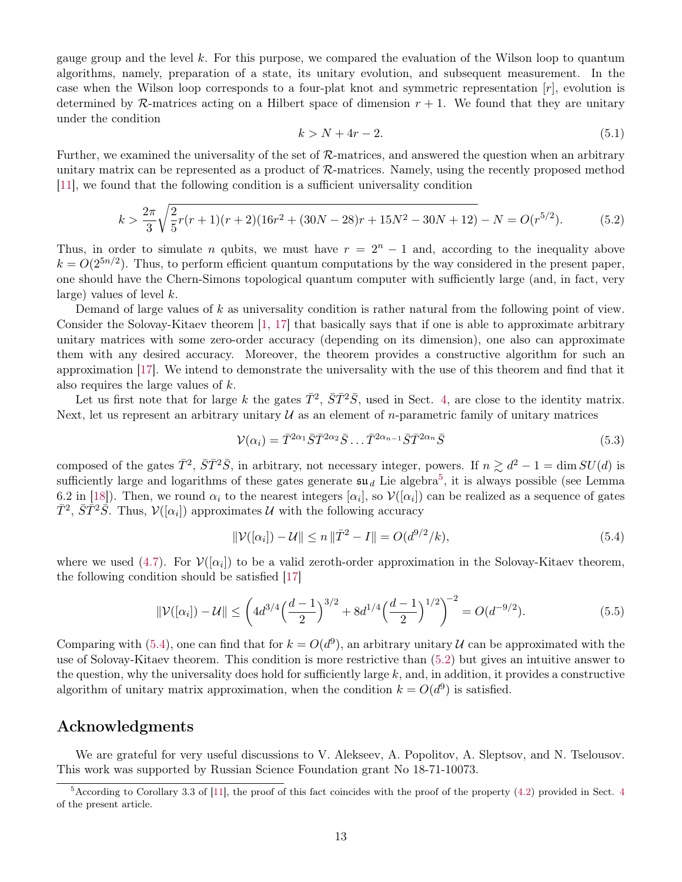gauge group and the level $k$. For this purpose, we compared the evaluation of the Wilson loop to quantum algorithms, namely, preparation of a state, its unitary evolution, and subsequent measurement. In the case when the Wilson loop corresponds to a four-plat knot and symmetric representation $[r]$, evolution is determined by $\mathcal{R}$-matrices acting on a Hilbert space of dimension $r+1$. We found that they are unitary under the condition

$$k > N + 4r - 2. \tag{5.1}$$

Further, we examined the universality of the set of $\mathcal{R}$-matrices, and answered the question when an arbitrary unitary matrix can be represented as a product of $\mathcal{R}$-matrices. Namely, using the recently proposed method [11], we found that the following condition is a sufficient universality condition

$$k > \frac{2\pi}{3}\sqrt{\frac{2}{5}r(r+1)(r+2)(16r^2 + (30N-28)r + 15N^2 - 30N + 12)} - N = O(r^{5/2}). \tag{5.2}$$

Thus, in order to simulate $n$ qubits, we must have $r = 2^n - 1$ and, according to the inequality above $k = O(2^{5n/2})$. Thus, to perform efficient quantum computations by the way considered in the present paper, one should have the Chern-Simons topological quantum computer with sufficiently large (and, in fact, very large) values of level $k$.

Demand of large values of $k$ as universality condition is rather natural from the following point of view. Consider the Solovay-Kitaev theorem [1, 17] that basically says that if one is able to approximate arbitrary unitary matrices with some zero-order accuracy (depending on its dimension), one also can approximate them with any desired accuracy. Moreover, the theorem provides a constructive algorithm for such an approximation [17]. We intend to demonstrate the universality with the use of this theorem and find that it also requires the large values of $k$.

Let us first note that for large $k$ the gates $\bar{T}^2$, $\bar{S}\bar{T}^2\bar{S}$, used in Sect. 4, are close to the identity matrix. Next, let us represent an arbitrary unitary $\mathcal{U}$ as an element of $n$-parametric family of unitary matrices

$$\mathcal{V}(\alpha_i) = \bar{T}^{2\alpha_1}\bar{S}\bar{T}^{2\alpha_2}\bar{S}\ldots\bar{T}^{2\alpha_{n-1}}\bar{S}\bar{T}^{2\alpha_n}\bar{S} \tag{5.3}$$

composed of the gates $\bar{T}^2$, $\bar{S}\bar{T}^2\bar{S}$, in arbitrary, not necessary integer, powers. If $n \gtrsim d^2 - 1 = \dim SU(d)$ is sufficiently large and logarithms of these gates generate $\mathfrak{su}_d$ Lie algebra[5], it is always possible (see Lemma 6.2 in [18]). Then, we round $\alpha_i$ to the nearest integers $[\alpha_i]$, so $\mathcal{V}([\alpha_i])$ can be realized as a sequence of gates $\bar{T}^2$, $\bar{S}\bar{T}^2\bar{S}$. Thus, $\mathcal{V}([\alpha_i])$ approximates $\mathcal{U}$ with the following accuracy

$$\|\mathcal{V}([\alpha_i]) - \mathcal{U}\| \le n\,\|\bar{T}^2 - I\| = O(d^{9/2}/k), \tag{5.4}$$

where we used (4.7). For $\mathcal{V}([\alpha_i])$ to be a valid zeroth-order approximation in the Solovay-Kitaev theorem, the following condition should be satisfied [17]

$$\|\mathcal{V}([\alpha_i]) - \mathcal{U}\| \le \left(4d^{3/4}\Big(\frac{d-1}{2}\Big)^{3/2} + 8d^{1/4}\Big(\frac{d-1}{2}\Big)^{1/2}\right)^{-2} = O(d^{-9/2}). \tag{5.5}$$

Comparing with (5.4), one can find that for $k = O(d^9)$, an arbitrary unitary $\mathcal{U}$ can be approximated with the use of Solovay-Kitaev theorem. This condition is more restrictive than (5.2) but gives an intuitive answer to the question, why the universality does hold for sufficiently large $k$, and, in addition, it provides a constructive algorithm of unitary matrix approximation, when the condition $k = O(d^9)$ is satisfied.

## Acknowledgments

We are grateful for very useful discussions to V. Alekseev, A. Popolitov, A. Sleptsov, and N. Tselousov. This work was supported by Russian Science Foundation grant No 18-71-10073.

[5] According to Corollary 3.3 of [11], the proof of this fact coincides with the proof of the property (4.2) provided in Sect. 4 of the present article.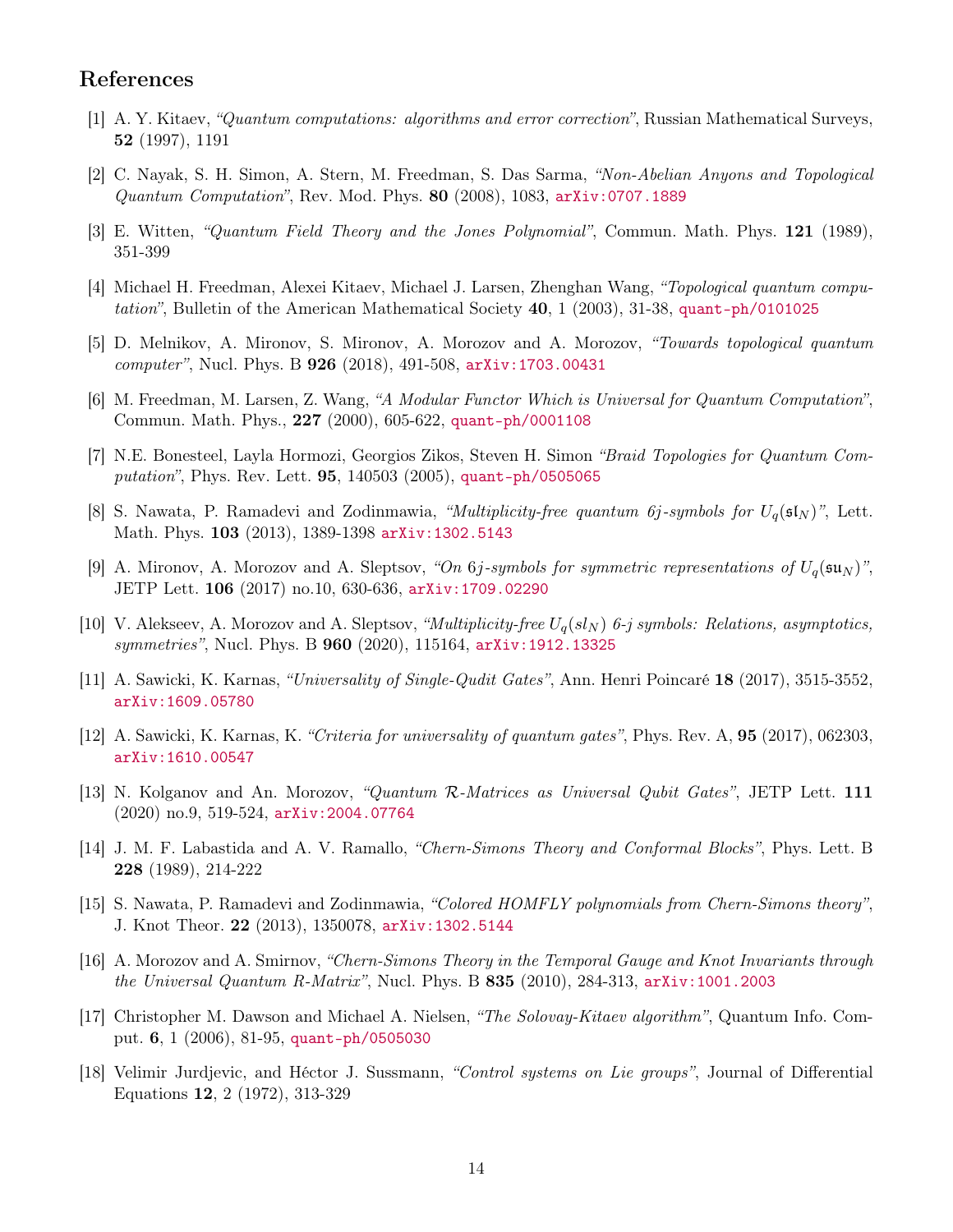## References

[1] A. Y. Kitaev, *"Quantum computations: algorithms and error correction"*, Russian Mathematical Surveys, **52** (1997), 1191

[2] C. Nayak, S. H. Simon, A. Stern, M. Freedman, S. Das Sarma, *"Non-Abelian Anyons and Topological Quantum Computation"*, Rev. Mod. Phys. **80** (2008), 1083, arXiv:0707.1889

[3] E. Witten, *"Quantum Field Theory and the Jones Polynomial"*, Commun. Math. Phys. **121** (1989), 351-399

[4] Michael H. Freedman, Alexei Kitaev, Michael J. Larsen, Zhenghan Wang, *"Topological quantum computation"*, Bulletin of the American Mathematical Society **40**, 1 (2003), 31-38, quant-ph/0101025

[5] D. Melnikov, A. Mironov, S. Mironov, A. Morozov and A. Morozov, *"Towards topological quantum computer"*, Nucl. Phys. B **926** (2018), 491-508, arXiv:1703.00431

[6] M. Freedman, M. Larsen, Z. Wang, *"A Modular Functor Which is Universal for Quantum Computation"*, Commun. Math. Phys., **227** (2000), 605-622, quant-ph/0001108

[7] N.E. Bonesteel, Layla Hormozi, Georgios Zikos, Steven H. Simon *"Braid Topologies for Quantum Computation"*, Phys. Rev. Lett. **95**, 140503 (2005), quant-ph/0505065

[8] S. Nawata, P. Ramadevi and Zodinmawia, *"Multiplicity-free quantum 6j-symbols for $U_q(\mathfrak{sl}_N)$"*, Lett. Math. Phys. **103** (2013), 1389-1398 arXiv:1302.5143

[9] A. Mironov, A. Morozov and A. Sleptsov, *"On 6j-symbols for symmetric representations of $U_q(\mathfrak{su}_N)$"*, JETP Lett. **106** (2017) no.10, 630-636, arXiv:1709.02290

[10] V. Alekseev, A. Morozov and A. Sleptsov, *"Multiplicity-free $U_q(sl_N)$ 6-j symbols: Relations, asymptotics, symmetries"*, Nucl. Phys. B **960** (2020), 115164, arXiv:1912.13325

[11] A. Sawicki, K. Karnas, *"Universality of Single-Qudit Gates"*, Ann. Henri Poincaré **18** (2017), 3515-3552, arXiv:1609.05780

[12] A. Sawicki, K. Karnas, K. *"Criteria for universality of quantum gates"*, Phys. Rev. A, **95** (2017), 062303, arXiv:1610.00547

[13] N. Kolganov and An. Morozov, *"Quantum $\mathcal{R}$-Matrices as Universal Qubit Gates"*, JETP Lett. **111** (2020) no.9, 519-524, arXiv:2004.07764

[14] J. M. F. Labastida and A. V. Ramallo, *"Chern-Simons Theory and Conformal Blocks"*, Phys. Lett. B **228** (1989), 214-222

[15] S. Nawata, P. Ramadevi and Zodinmawia, *"Colored HOMFLY polynomials from Chern-Simons theory"*, J. Knot Theor. **22** (2013), 1350078, arXiv:1302.5144

[16] A. Morozov and A. Smirnov, *"Chern-Simons Theory in the Temporal Gauge and Knot Invariants through the Universal Quantum R-Matrix"*, Nucl. Phys. B **835** (2010), 284-313, arXiv:1001.2003

[17] Christopher M. Dawson and Michael A. Nielsen, *"The Solovay-Kitaev algorithm"*, Quantum Info. Comput. **6**, 1 (2006), 81-95, quant-ph/0505030

[18] Velimir Jurdjevic, and Héctor J. Sussmann, *"Control systems on Lie groups"*, Journal of Differential Equations **12**, 2 (1972), 313-329